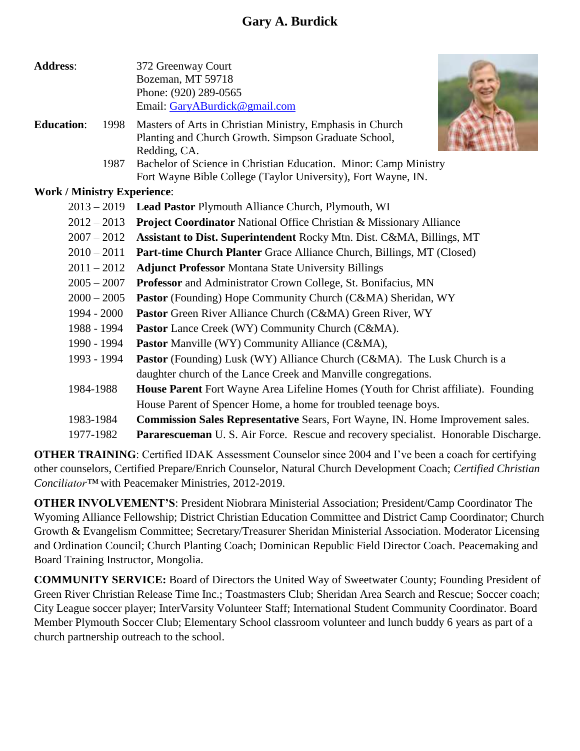# Gary A. Burdick

**Address**: 372 Greenway Court
Bozeman, MT 59718
Phone: (920) 289-0565
Email: GaryABurdick@gmail.com

**Education**:

1998 Masters of Arts in Christian Ministry, Emphasis in Church Planting and Church Growth. Simpson Graduate School, Redding, CA.

1987 Bachelor of Science in Christian Education. Minor: Camp Ministry Fort Wayne Bible College (Taylor University), Fort Wayne, IN.

**Work / Ministry Experience**:

- 2013 – 2019 **Lead Pastor** Plymouth Alliance Church, Plymouth, WI
- 2012 – 2013 **Project Coordinator** National Office Christian & Missionary Alliance
- 2007 – 2012 **Assistant to Dist. Superintendent** Rocky Mtn. Dist. C&MA, Billings, MT
- 2010 – 2011 **Part-time Church Planter** Grace Alliance Church, Billings, MT (Closed)
- 2011 – 2012 **Adjunct Professor** Montana State University Billings
- 2005 – 2007 **Professor** and Administrator Crown College, St. Bonifacius, MN
- 2000 – 2005 **Pastor** (Founding) Hope Community Church (C&MA) Sheridan, WY
- 1994 - 2000 **Pastor** Green River Alliance Church (C&MA) Green River, WY
- 1988 - 1994 **Pastor** Lance Creek (WY) Community Church (C&MA).
- 1990 - 1994 **Pastor** Manville (WY) Community Alliance (C&MA),
- 1993 - 1994 **Pastor** (Founding) Lusk (WY) Alliance Church (C&MA). The Lusk Church is a daughter church of the Lance Creek and Manville congregations.
- 1984-1988 **House Parent** Fort Wayne Area Lifeline Homes (Youth for Christ affiliate). Founding House Parent of Spencer Home, a home for troubled teenage boys.
- 1983-1984 **Commission Sales Representative** Sears, Fort Wayne, IN. Home Improvement sales.
- 1977-1982 **Pararescueman** U. S. Air Force. Rescue and recovery specialist. Honorable Discharge.

**OTHER TRAINING**: Certified IDAK Assessment Counselor since 2004 and I've been a coach for certifying other counselors, Certified Prepare/Enrich Counselor, Natural Church Development Coach; *Certified Christian Conciliator™* with Peacemaker Ministries, 2012-2019.

**OTHER INVOLVEMENT'S**: President Niobrara Ministerial Association; President/Camp Coordinator The Wyoming Alliance Fellowship; District Christian Education Committee and District Camp Coordinator; Church Growth & Evangelism Committee; Secretary/Treasurer Sheridan Ministerial Association. Moderator Licensing and Ordination Council; Church Planting Coach; Dominican Republic Field Director Coach. Peacemaking and Board Training Instructor, Mongolia.

**COMMUNITY SERVICE:** Board of Directors the United Way of Sweetwater County; Founding President of Green River Christian Release Time Inc.; Toastmasters Club; Sheridan Area Search and Rescue; Soccer coach; City League soccer player; InterVarsity Volunteer Staff; International Student Community Coordinator. Board Member Plymouth Soccer Club; Elementary School classroom volunteer and lunch buddy 6 years as part of a church partnership outreach to the school.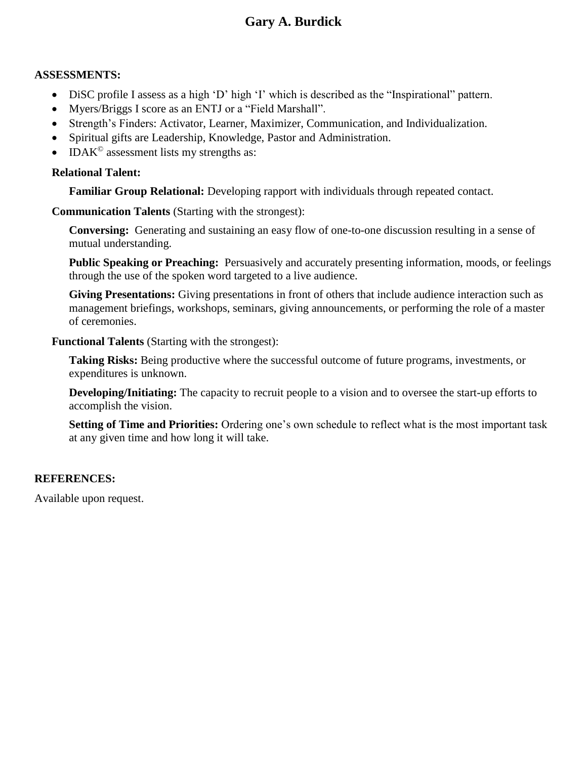# Gary A. Burdick

**ASSESSMENTS:**

- DiSC profile I assess as a high 'D' high 'I' which is described as the "Inspirational" pattern.
- Myers/Briggs I score as an ENTJ or a "Field Marshall".
- Strength's Finders: Activator, Learner, Maximizer, Communication, and Individualization.
- Spiritual gifts are Leadership, Knowledge, Pastor and Administration.
- IDAK© assessment lists my strengths as:

**Relational Talent:**

**Familiar Group Relational:** Developing rapport with individuals through repeated contact.

**Communication Talents** (Starting with the strongest):

**Conversing:** Generating and sustaining an easy flow of one-to-one discussion resulting in a sense of mutual understanding.

**Public Speaking or Preaching:** Persuasively and accurately presenting information, moods, or feelings through the use of the spoken word targeted to a live audience.

**Giving Presentations:** Giving presentations in front of others that include audience interaction such as management briefings, workshops, seminars, giving announcements, or performing the role of a master of ceremonies.

**Functional Talents** (Starting with the strongest):

**Taking Risks:** Being productive where the successful outcome of future programs, investments, or expenditures is unknown.

**Developing/Initiating:** The capacity to recruit people to a vision and to oversee the start-up efforts to accomplish the vision.

**Setting of Time and Priorities:** Ordering one's own schedule to reflect what is the most important task at any given time and how long it will take.

**REFERENCES:**

Available upon request.